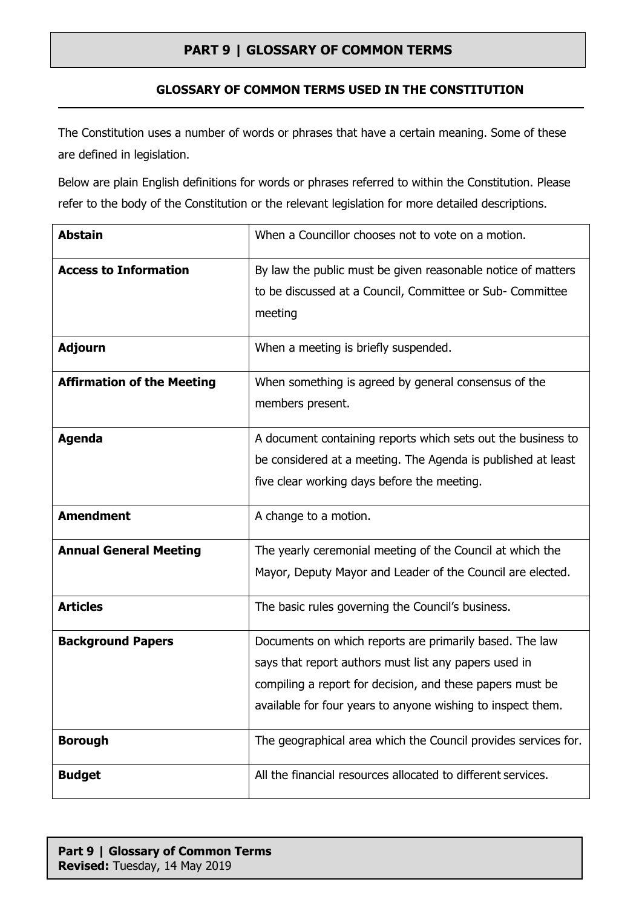# PART 9 | GLOSSARY OF COMMON TERMS

## GLOSSARY OF COMMON TERMS USED IN THE CONSTITUTION

The Constitution uses a number of words or phrases that have a certain meaning. Some of these are defined in legislation.

Below are plain English definitions for words or phrases referred to within the Constitution. Please refer to the body of the Constitution or the relevant legislation for more detailed descriptions.

| Term | Definition |
|---|---|
| **Abstain** | When a Councillor chooses not to vote on a motion. |
| **Access to Information** | By law the public must be given reasonable notice of matters to be discussed at a Council, Committee or Sub- Committee meeting |
| **Adjourn** | When a meeting is briefly suspended. |
| **Affirmation of the Meeting** | When something is agreed by general consensus of the members present. |
| **Agenda** | A document containing reports which sets out the business to be considered at a meeting. The Agenda is published at least five clear working days before the meeting. |
| **Amendment** | A change to a motion. |
| **Annual General Meeting** | The yearly ceremonial meeting of the Council at which the Mayor, Deputy Mayor and Leader of the Council are elected. |
| **Articles** | The basic rules governing the Council's business. |
| **Background Papers** | Documents on which reports are primarily based. The law says that report authors must list any papers used in compiling a report for decision, and these papers must be available for four years to anyone wishing to inspect them. |
| **Borough** | The geographical area which the Council provides services for. |
| **Budget** | All the financial resources allocated to different services. |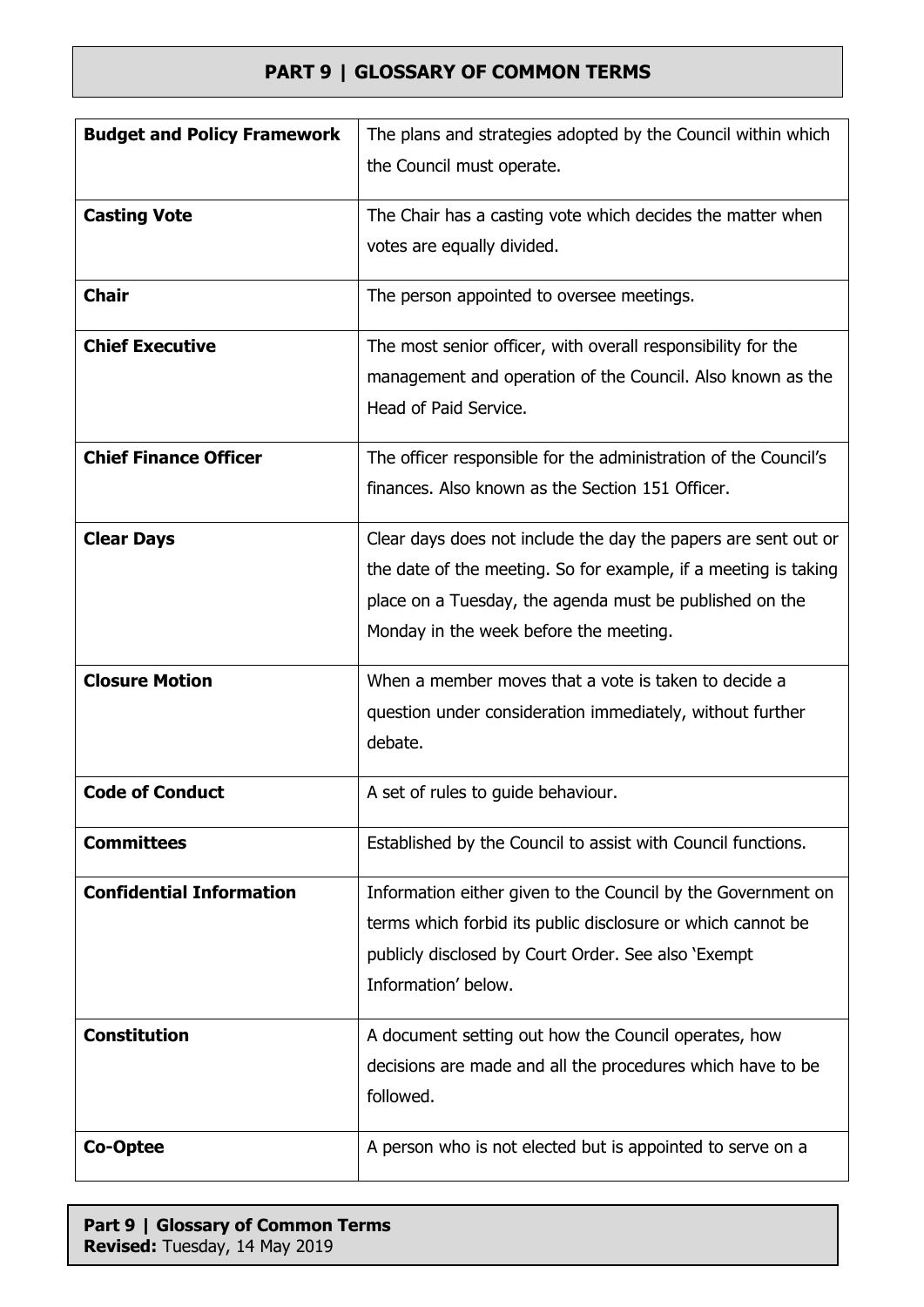## PART 9 | GLOSSARY OF COMMON TERMS

| | |
|---|---|
| **Budget and Policy Framework** | The plans and strategies adopted by the Council within which the Council must operate. |
| **Casting Vote** | The Chair has a casting vote which decides the matter when votes are equally divided. |
| **Chair** | The person appointed to oversee meetings. |
| **Chief Executive** | The most senior officer, with overall responsibility for the management and operation of the Council. Also known as the Head of Paid Service. |
| **Chief Finance Officer** | The officer responsible for the administration of the Council's finances. Also known as the Section 151 Officer. |
| **Clear Days** | Clear days does not include the day the papers are sent out or the date of the meeting. So for example, if a meeting is taking place on a Tuesday, the agenda must be published on the Monday in the week before the meeting. |
| **Closure Motion** | When a member moves that a vote is taken to decide a question under consideration immediately, without further debate. |
| **Code of Conduct** | A set of rules to guide behaviour. |
| **Committees** | Established by the Council to assist with Council functions. |
| **Confidential Information** | Information either given to the Council by the Government on terms which forbid its public disclosure or which cannot be publicly disclosed by Court Order. See also 'Exempt Information' below. |
| **Constitution** | A document setting out how the Council operates, how decisions are made and all the procedures which have to be followed. |
| **Co-Optee** | A person who is not elected but is appointed to serve on a |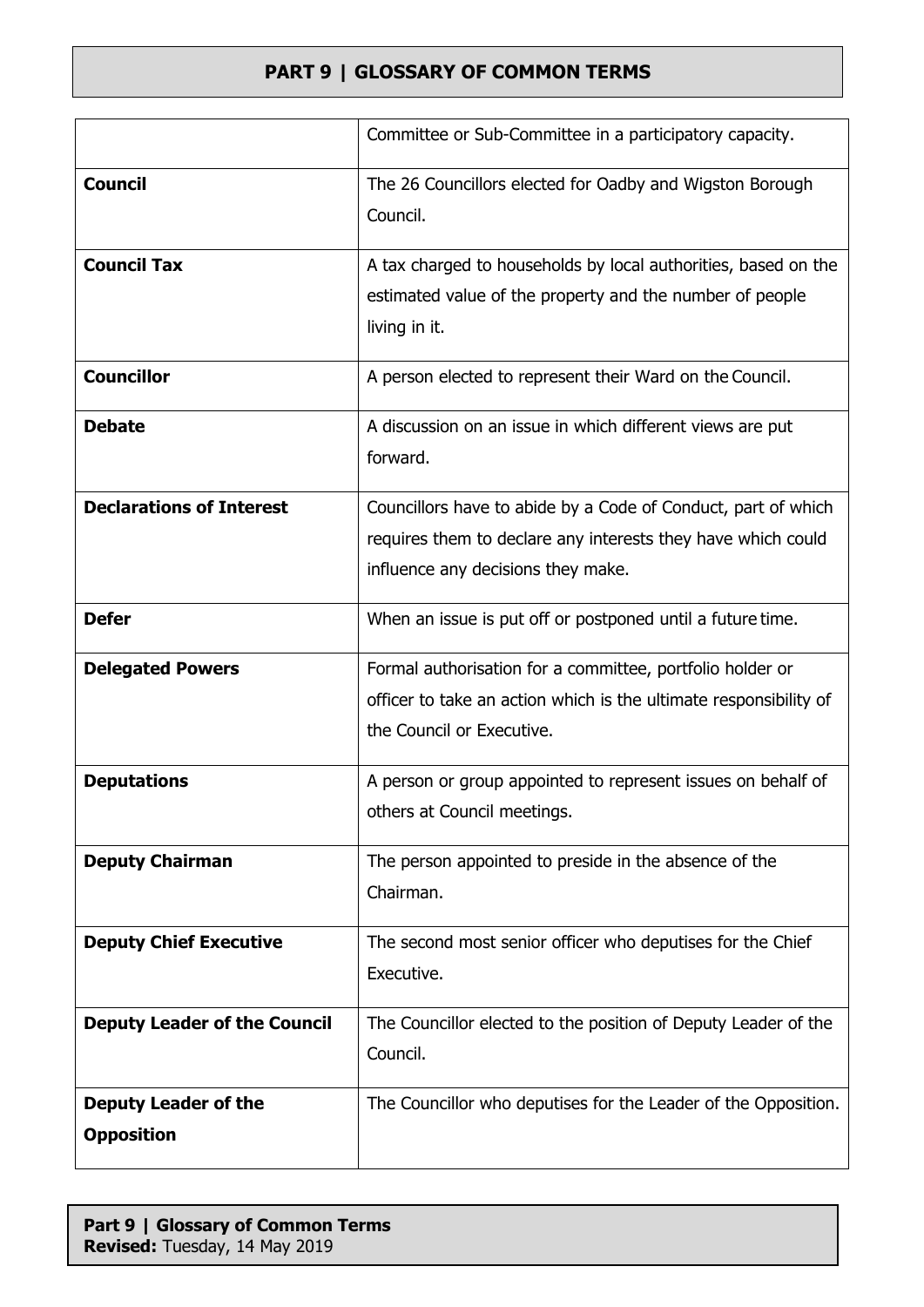## PART 9 | GLOSSARY OF COMMON TERMS

| | |
|---|---|
| | Committee or Sub-Committee in a participatory capacity. |
| **Council** | The 26 Councillors elected for Oadby and Wigston Borough Council. |
| **Council Tax** | A tax charged to households by local authorities, based on the estimated value of the property and the number of people living in it. |
| **Councillor** | A person elected to represent their Ward on the Council. |
| **Debate** | A discussion on an issue in which different views are put forward. |
| **Declarations of Interest** | Councillors have to abide by a Code of Conduct, part of which requires them to declare any interests they have which could influence any decisions they make. |
| **Defer** | When an issue is put off or postponed until a future time. |
| **Delegated Powers** | Formal authorisation for a committee, portfolio holder or officer to take an action which is the ultimate responsibility of the Council or Executive. |
| **Deputations** | A person or group appointed to represent issues on behalf of others at Council meetings. |
| **Deputy Chairman** | The person appointed to preside in the absence of the Chairman. |
| **Deputy Chief Executive** | The second most senior officer who deputises for the Chief Executive. |
| **Deputy Leader of the Council** | The Councillor elected to the position of Deputy Leader of the Council. |
| **Deputy Leader of the Opposition** | The Councillor who deputises for the Leader of the Opposition. |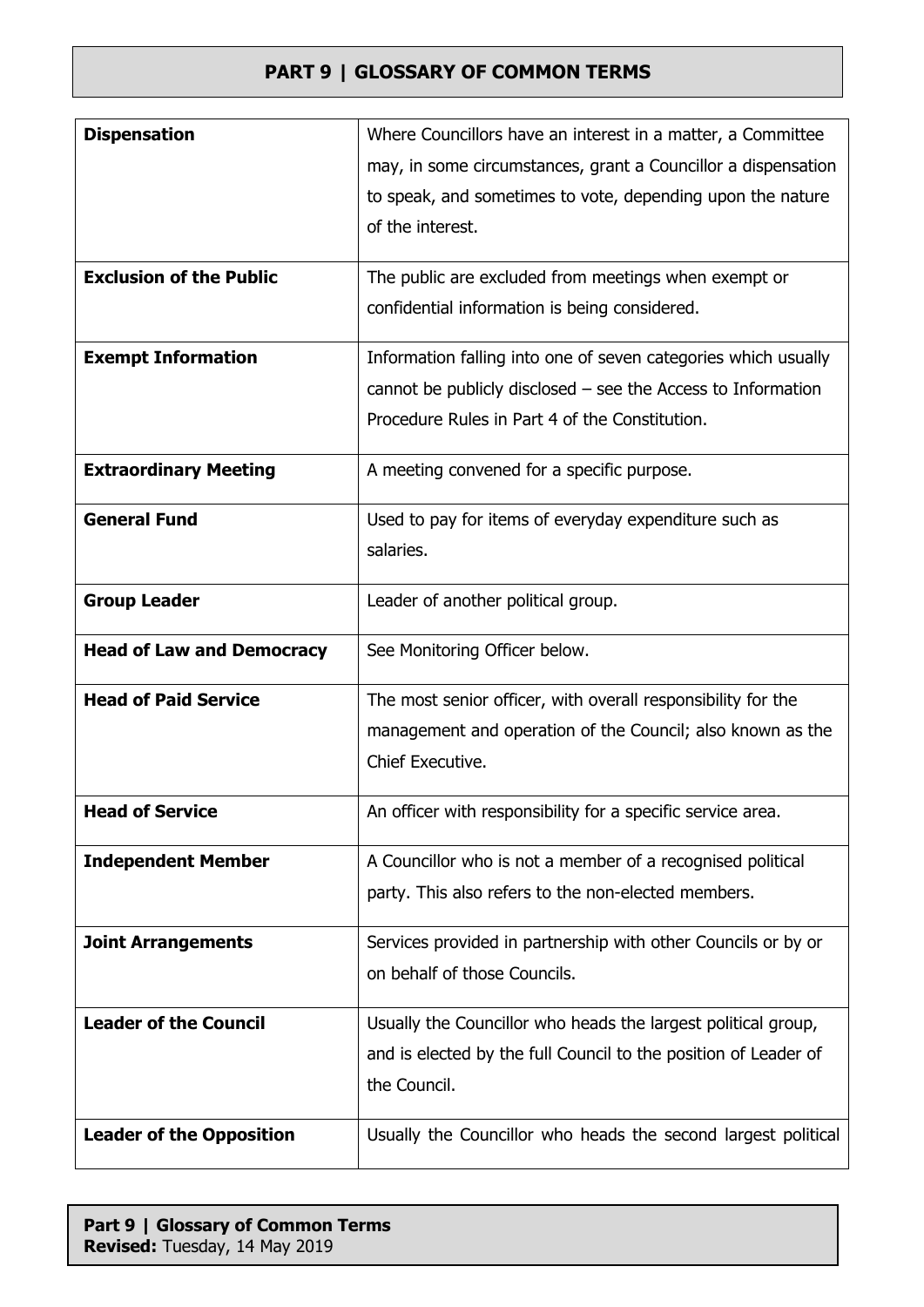## PART 9 | GLOSSARY OF COMMON TERMS

| | |
|---|---|
| **Dispensation** | Where Councillors have an interest in a matter, a Committee may, in some circumstances, grant a Councillor a dispensation to speak, and sometimes to vote, depending upon the nature of the interest. |
| **Exclusion of the Public** | The public are excluded from meetings when exempt or confidential information is being considered. |
| **Exempt Information** | Information falling into one of seven categories which usually cannot be publicly disclosed – see the Access to Information Procedure Rules in Part 4 of the Constitution. |
| **Extraordinary Meeting** | A meeting convened for a specific purpose. |
| **General Fund** | Used to pay for items of everyday expenditure such as salaries. |
| **Group Leader** | Leader of another political group. |
| **Head of Law and Democracy** | See Monitoring Officer below. |
| **Head of Paid Service** | The most senior officer, with overall responsibility for the management and operation of the Council; also known as the Chief Executive. |
| **Head of Service** | An officer with responsibility for a specific service area. |
| **Independent Member** | A Councillor who is not a member of a recognised political party. This also refers to the non-elected members. |
| **Joint Arrangements** | Services provided in partnership with other Councils or by or on behalf of those Councils. |
| **Leader of the Council** | Usually the Councillor who heads the largest political group, and is elected by the full Council to the position of Leader of the Council. |
| **Leader of the Opposition** | Usually the Councillor who heads the second largest political |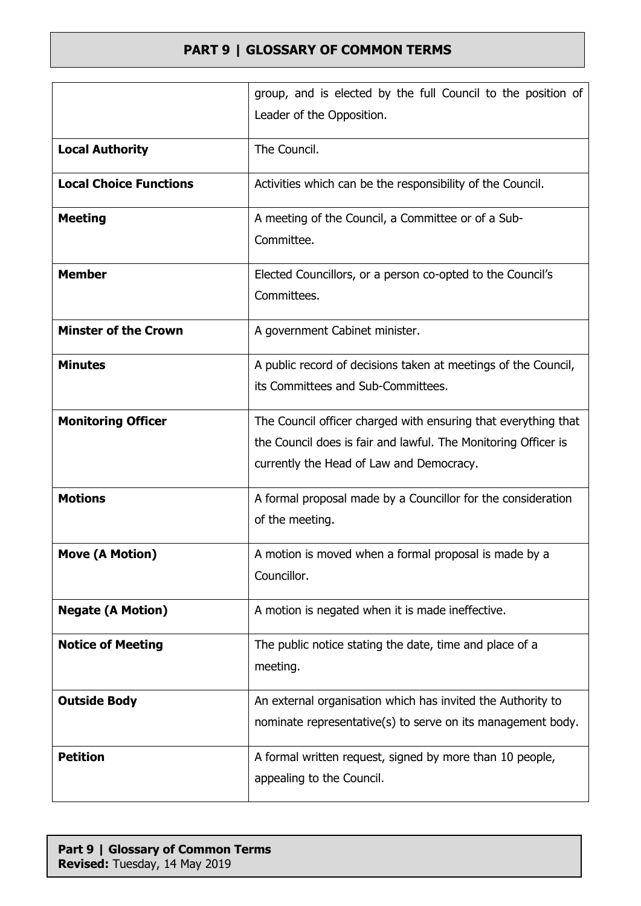| | |
|---|---|
| | group, and is elected by the full Council to the position of Leader of the Opposition. |
| **Local Authority** | The Council. |
| **Local Choice Functions** | Activities which can be the responsibility of the Council. |
| **Meeting** | A meeting of the Council, a Committee or of a Sub-Committee. |
| **Member** | Elected Councillors, or a person co-opted to the Council's Committees. |
| **Minster of the Crown** | A government Cabinet minister. |
| **Minutes** | A public record of decisions taken at meetings of the Council, its Committees and Sub-Committees. |
| **Monitoring Officer** | The Council officer charged with ensuring that everything that the Council does is fair and lawful. The Monitoring Officer is currently the Head of Law and Democracy. |
| **Motions** | A formal proposal made by a Councillor for the consideration of the meeting. |
| **Move (A Motion)** | A motion is moved when a formal proposal is made by a Councillor. |
| **Negate (A Motion)** | A motion is negated when it is made ineffective. |
| **Notice of Meeting** | The public notice stating the date, time and place of a meeting. |
| **Outside Body** | An external organisation which has invited the Authority to nominate representative(s) to serve on its management body. |
| **Petition** | A formal written request, signed by more than 10 people, appealing to the Council. |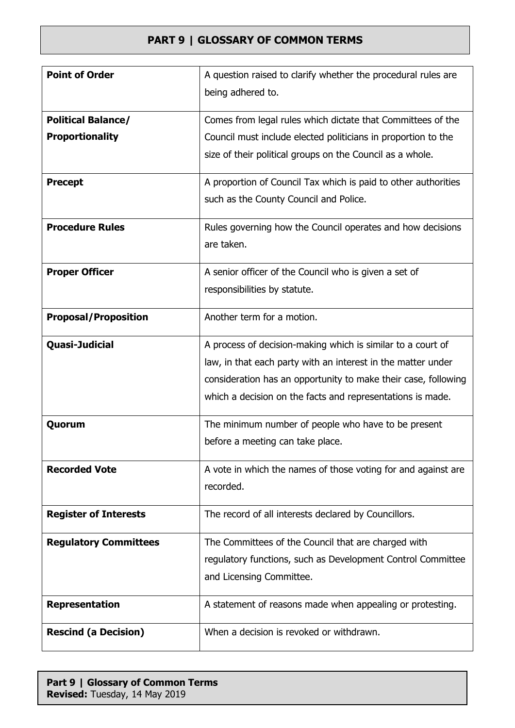# PART 9 | GLOSSARY OF COMMON TERMS

| | |
|---|---|
| **Point of Order** | A question raised to clarify whether the procedural rules are being adhered to. |
| **Political Balance/ Proportionality** | Comes from legal rules which dictate that Committees of the Council must include elected politicians in proportion to the size of their political groups on the Council as a whole. |
| **Precept** | A proportion of Council Tax which is paid to other authorities such as the County Council and Police. |
| **Procedure Rules** | Rules governing how the Council operates and how decisions are taken. |
| **Proper Officer** | A senior officer of the Council who is given a set of responsibilities by statute. |
| **Proposal/Proposition** | Another term for a motion. |
| **Quasi-Judicial** | A process of decision-making which is similar to a court of law, in that each party with an interest in the matter under consideration has an opportunity to make their case, following which a decision on the facts and representations is made. |
| **Quorum** | The minimum number of people who have to be present before a meeting can take place. |
| **Recorded Vote** | A vote in which the names of those voting for and against are recorded. |
| **Register of Interests** | The record of all interests declared by Councillors. |
| **Regulatory Committees** | The Committees of the Council that are charged with regulatory functions, such as Development Control Committee and Licensing Committee. |
| **Representation** | A statement of reasons made when appealing or protesting. |
| **Rescind (a Decision)** | When a decision is revoked or withdrawn. |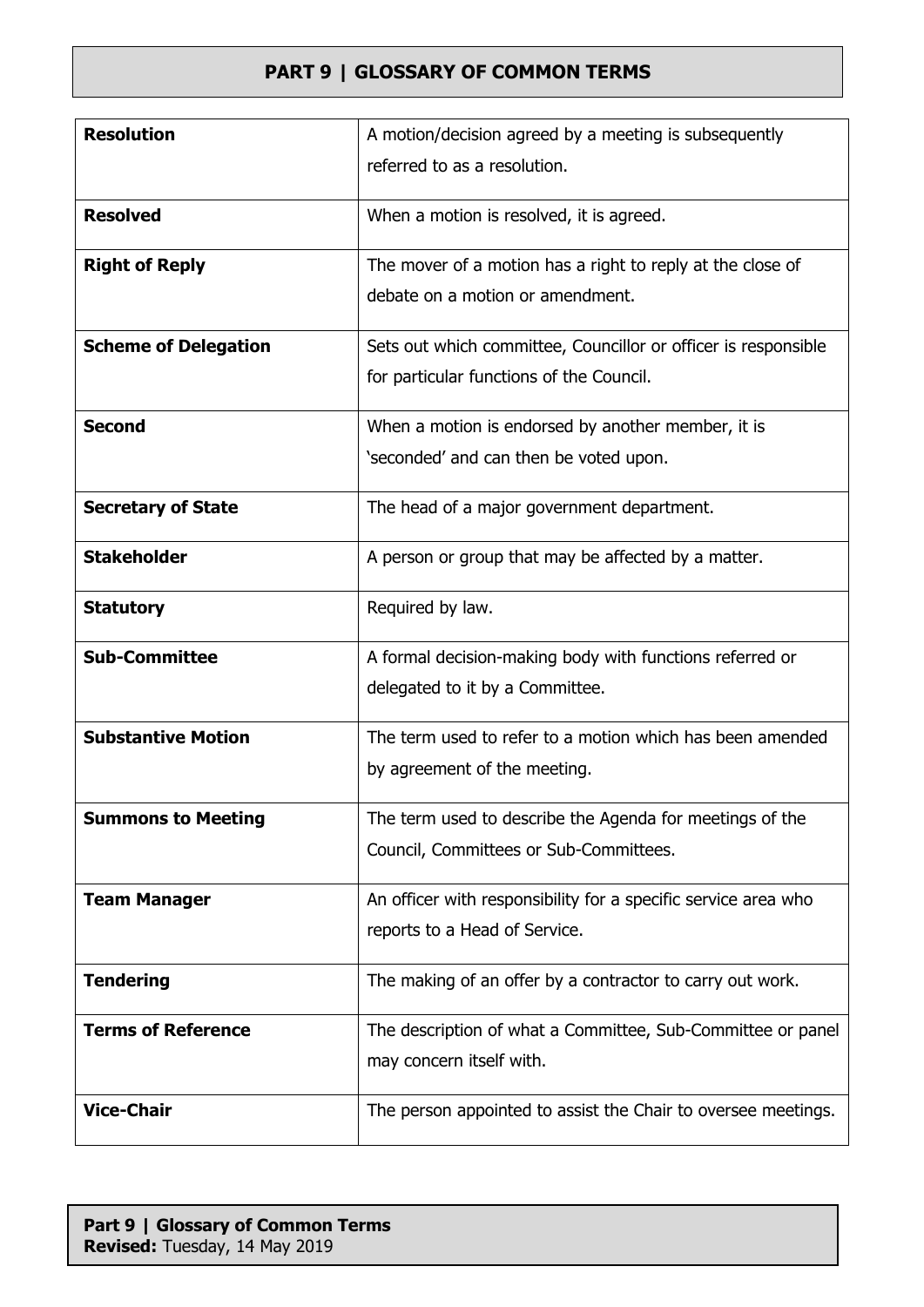## PART 9 | GLOSSARY OF COMMON TERMS

| | |
|---|---|
| **Resolution** | A motion/decision agreed by a meeting is subsequently referred to as a resolution. |
| **Resolved** | When a motion is resolved, it is agreed. |
| **Right of Reply** | The mover of a motion has a right to reply at the close of debate on a motion or amendment. |
| **Scheme of Delegation** | Sets out which committee, Councillor or officer is responsible for particular functions of the Council. |
| **Second** | When a motion is endorsed by another member, it is 'seconded' and can then be voted upon. |
| **Secretary of State** | The head of a major government department. |
| **Stakeholder** | A person or group that may be affected by a matter. |
| **Statutory** | Required by law. |
| **Sub-Committee** | A formal decision-making body with functions referred or delegated to it by a Committee. |
| **Substantive Motion** | The term used to refer to a motion which has been amended by agreement of the meeting. |
| **Summons to Meeting** | The term used to describe the Agenda for meetings of the Council, Committees or Sub-Committees. |
| **Team Manager** | An officer with responsibility for a specific service area who reports to a Head of Service. |
| **Tendering** | The making of an offer by a contractor to carry out work. |
| **Terms of Reference** | The description of what a Committee, Sub-Committee or panel may concern itself with. |
| **Vice-Chair** | The person appointed to assist the Chair to oversee meetings. |

**Part 9 | Glossary of Common Terms**
**Revised:** Tuesday, 14 May 2019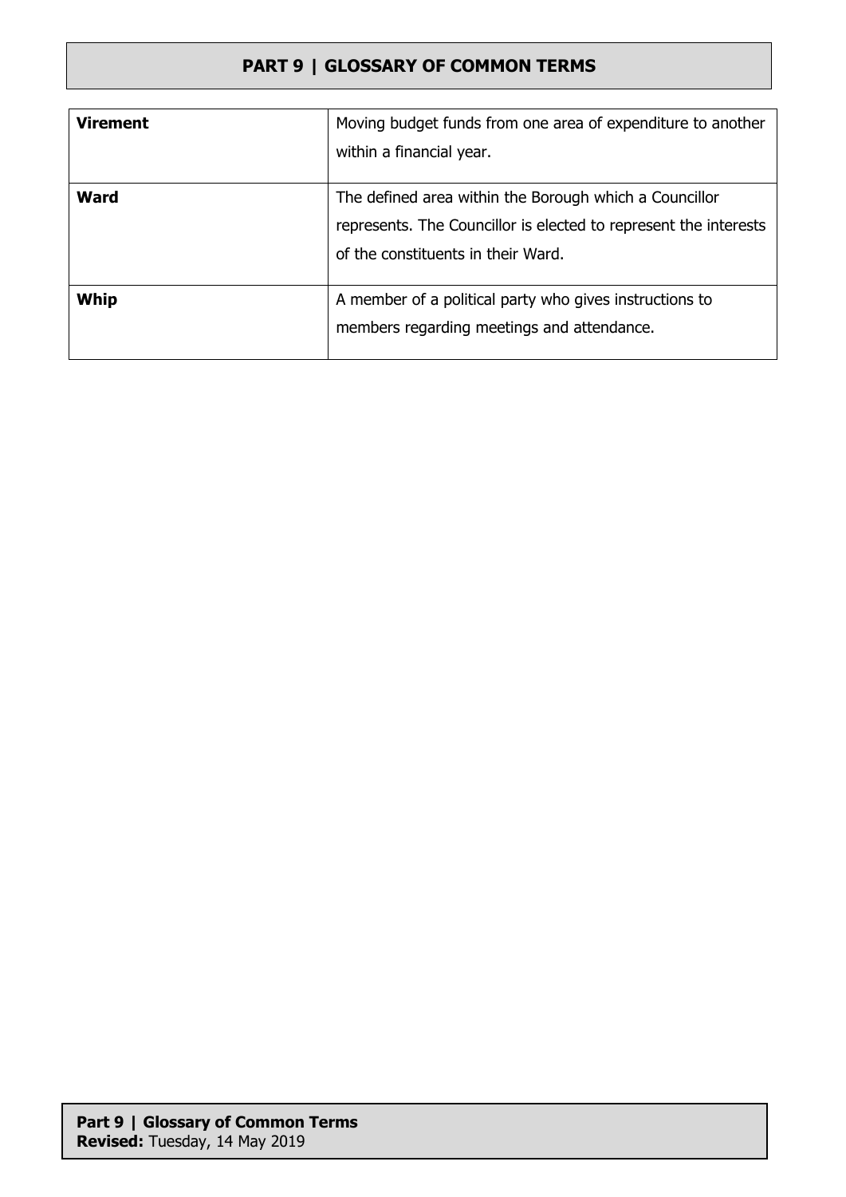| | |
|---|---|
| **Virement** | Moving budget funds from one area of expenditure to another within a financial year. |
| **Ward** | The defined area within the Borough which a Councillor represents. The Councillor is elected to represent the interests of the constituents in their Ward. |
| **Whip** | A member of a political party who gives instructions to members regarding meetings and attendance. |